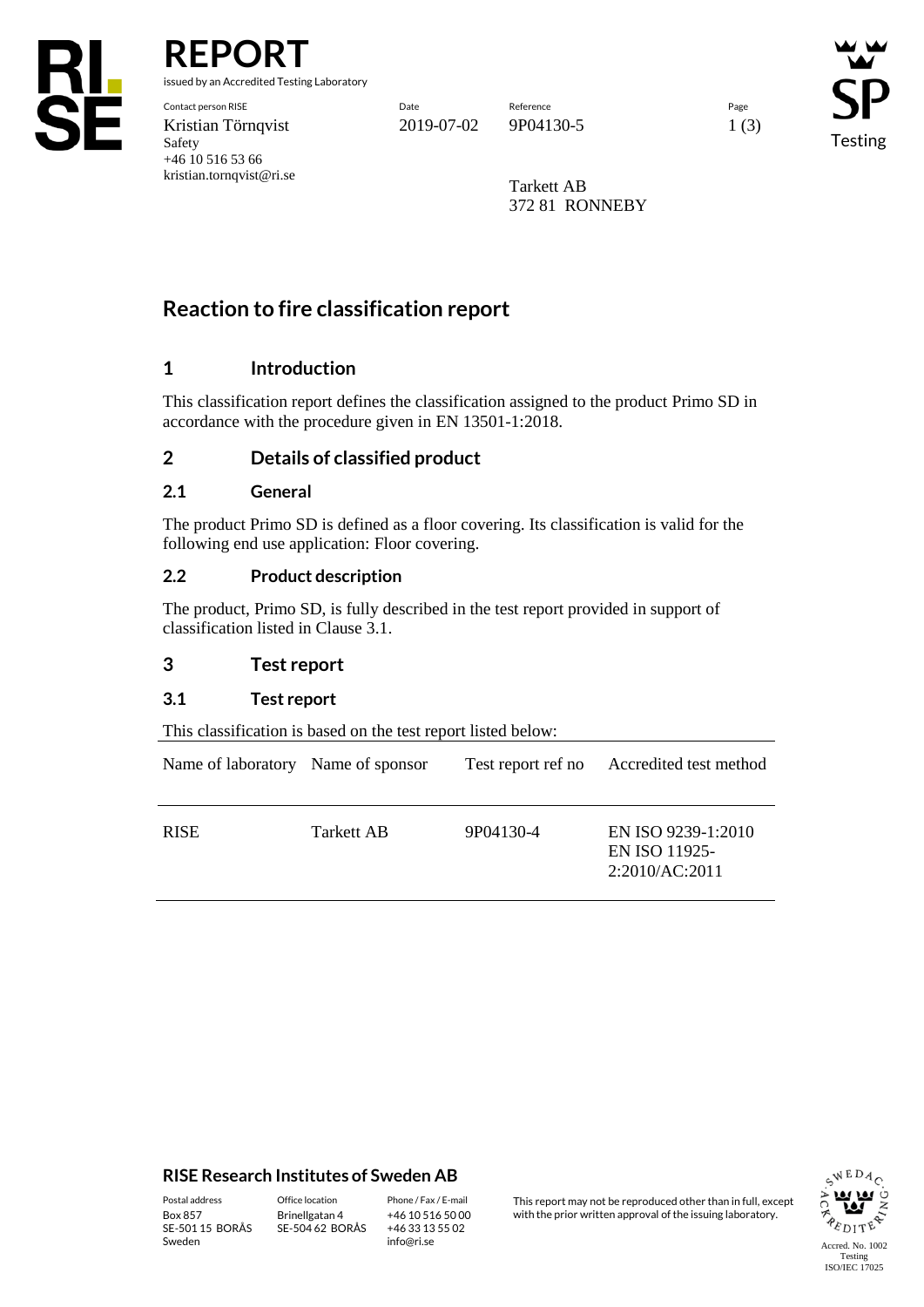# REPORT

issued by an Accredited Testing Laboratory

| Contact person RISE | Date | Reference | Page |
|---|---|---|---|
| Kristian Törnqvist<br>Safety<br>+46 10 516 53 66<br>kristian.tornqvist@ri.se | 2019-07-02 | 9P04130-5 | 1 (3) |

Tarkett AB
372 81 RONNEBY

## Reaction to fire classification report

### 1 Introduction

This classification report defines the classification assigned to the product Primo SD in accordance with the procedure given in EN 13501-1:2018.

### 2 Details of classified product

#### 2.1 General

The product Primo SD is defined as a floor covering. Its classification is valid for the following end use application: Floor covering.

#### 2.2 Product description

The product, Primo SD, is fully described in the test report provided in support of classification listed in Clause 3.1.

### 3 Test report

#### 3.1 Test report

This classification is based on the test report listed below:

| Name of laboratory | Name of sponsor | Test report ref no | Accredited test method |
|---|---|---|---|
| RISE | Tarkett AB | 9P04130-4 | EN ISO 9239-1:2010<br>EN ISO 11925-2:2010/AC:2011 |

**RISE Research Institutes of Sweden AB**

| Postal address | Office location | Phone / Fax / E-mail |
|---|---|---|
| Box 857<br>SE-501 15 BORÅS<br>Sweden | Brinellgatan 4<br>SE-504 62 BORÅS | +46 10 516 50 00<br>+46 33 13 55 02<br>info@ri.se |

This report may not be reproduced other than in full, except with the prior written approval of the issuing laboratory.

Accred. No. 1002
Testing
ISO/IEC 17025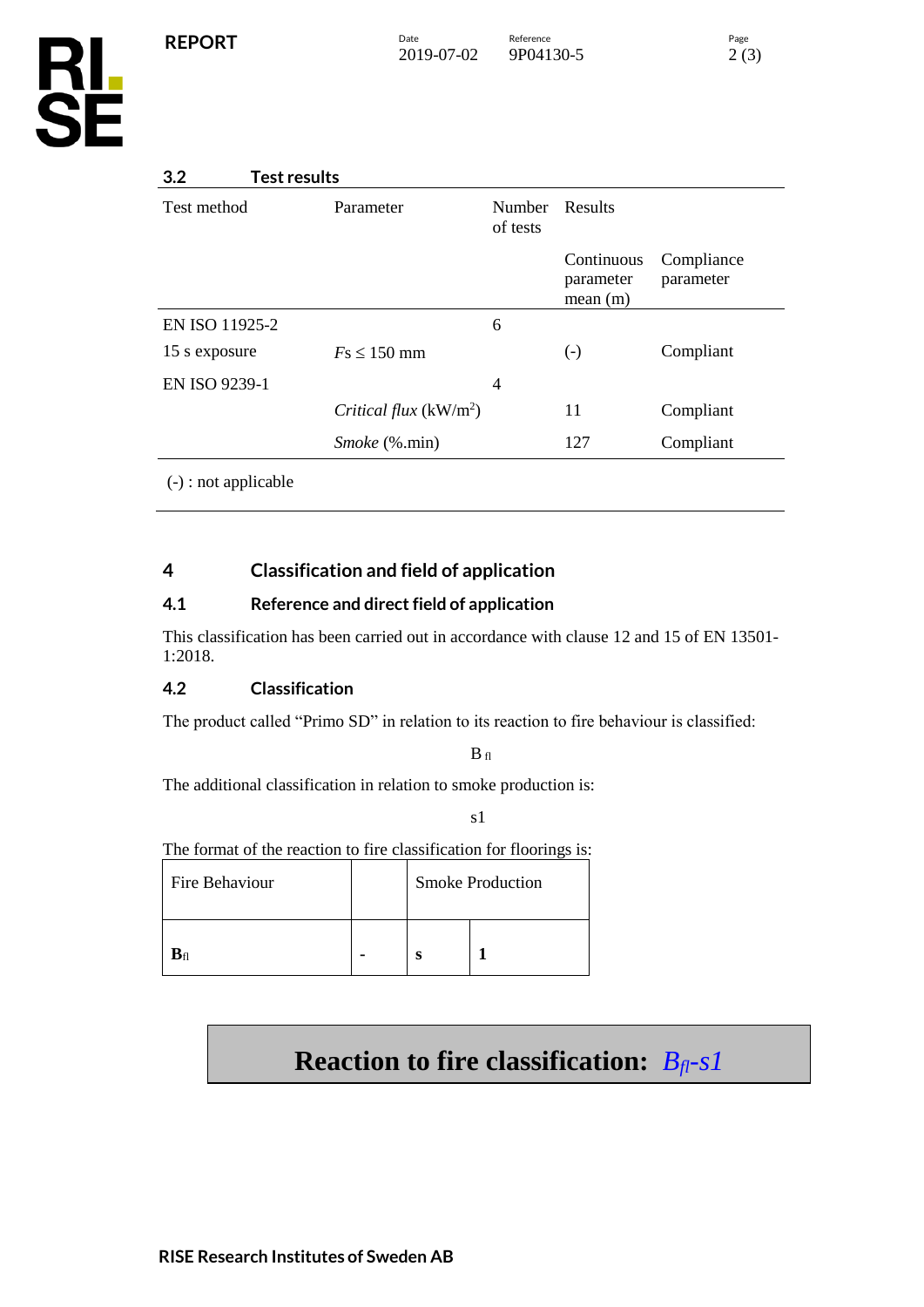### 3.2 Test results

| Test method | Parameter | Number of tests | Results | |
|---|---|---|---|---|
| | | | Continuous parameter mean (m) | Compliance parameter |
| EN ISO 11925-2 | | 6 | | |
| 15 s exposure | *Fs* ≤ 150 mm | | (-) | Compliant |
| EN ISO 9239-1 | | 4 | | |
| | *Critical flux* (kW/m$^2$) | | 11 | Compliant |
| | *Smoke* (%.min) | | 127 | Compliant |

(-) : not applicable

## 4 Classification and field of application

### 4.1 Reference and direct field of application

This classification has been carried out in accordance with clause 12 and 15 of EN 13501-1:2018.

### 4.2 Classification

The product called "Primo SD" in relation to its reaction to fire behaviour is classified:

$B_{fl}$

The additional classification in relation to smoke production is:

s1

The format of the reaction to fire classification for floorings is:

| Fire Behaviour | | Smoke Production | |
|---|---|---|---|
| **$B_{fl}$** | **-** | **s** | **1** |

**Reaction to fire classification:** ***$B_{fl}$-s1***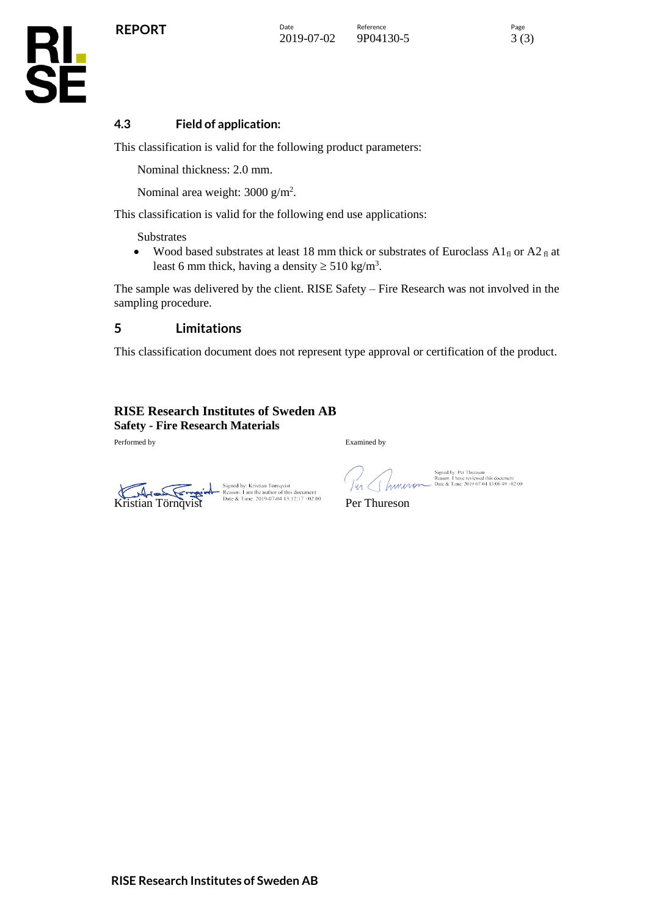### 4.3 Field of application:

This classification is valid for the following product parameters:

Nominal thickness: 2.0 mm.

Nominal area weight: 3000 g/m$^2$.

This classification is valid for the following end use applications:

Substrates

- Wood based substrates at least 18 mm thick or substrates of Euroclass $A1_{fl}$ or $A2_{fl}$ at least 6 mm thick, having a density ≥ 510 kg/m$^3$.

The sample was delivered by the client. RISE Safety – Fire Research was not involved in the sampling procedure.

## 5 Limitations

This classification document does not represent type approval or certification of the product.

**RISE Research Institutes of Sweden AB**
**Safety - Fire Research Materials**

Performed by

Signed by: Kristian Törnqvist
Reason: I am the author of this document
Date & Time: 2019-07-04 13:12:17 +02:00

Kristian Törnqvist

Examined by

Signed by: Per Thureson
Reason: I have reviewed this document
Date & Time: 2019-07-04 13:06:49 +02:00

Per Thureson